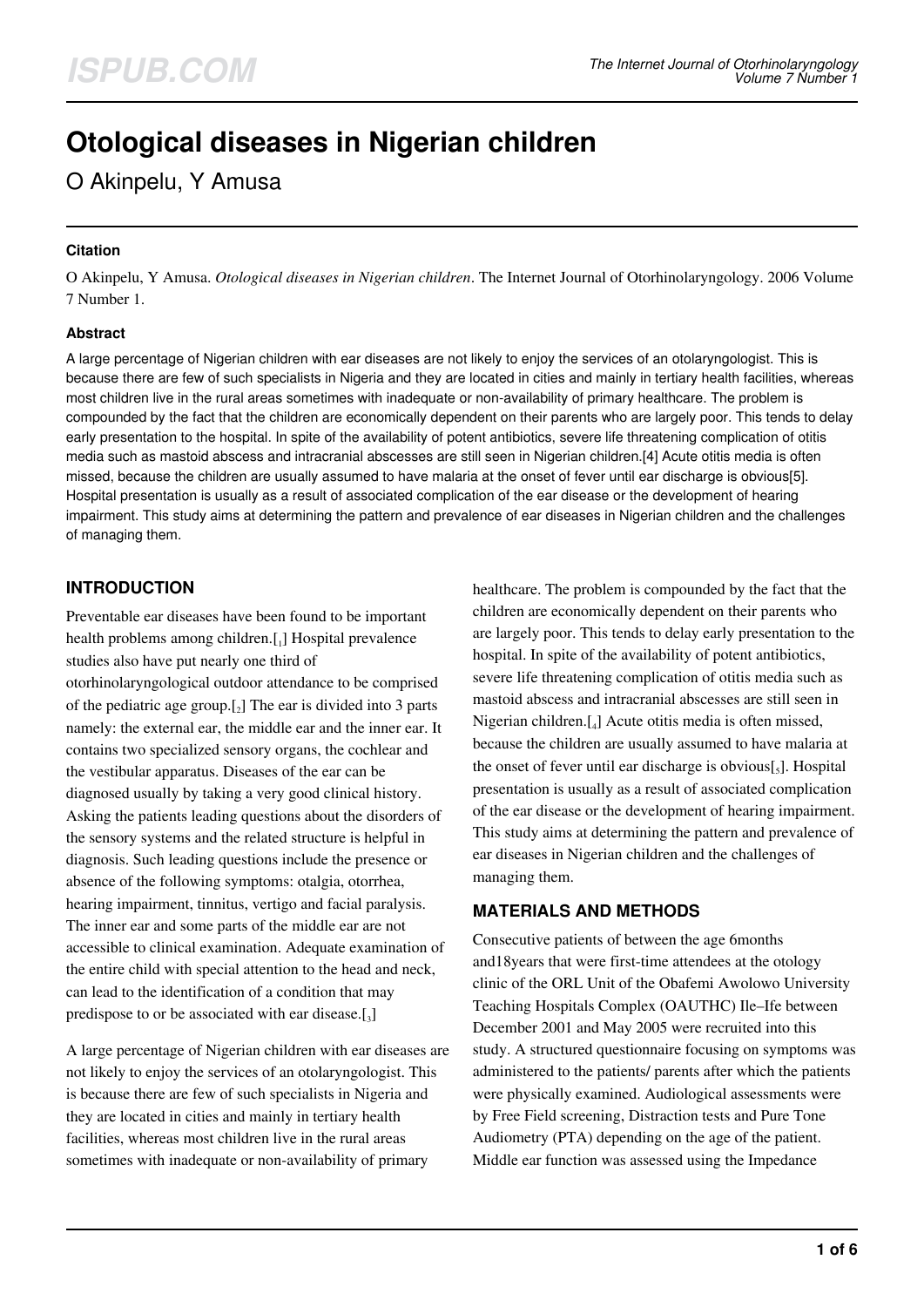# Otological diseases in Nigerian children

O Akinpelu, Y Amusa

#### Citation

O Akinpelu, Y Amusa. *Otological diseases in Nigerian children*. The Internet Journal of Otorhinolaryngology. 2006 Volume 7 Number 1.

#### Abstract

A large percentage of Nigerian children with ear diseases are not likely to enjoy the services of an otolaryngologist. This is because there are few of such specialists in Nigeria and they are located in cities and mainly in tertiary health facilities, whereas most children live in the rural areas sometimes with inadequate or non-availability of primary healthcare. The problem is compounded by the fact that the children are economically dependent on their parents who are largely poor. This tends to delay early presentation to the hospital. In spite of the availability of potent antibiotics, severe life threatening complication of otitis media such as mastoid abscess and intracranial abscesses are still seen in Nigerian children.[4] Acute otitis media is often missed, because the children are usually assumed to have malaria at the onset of fever until ear discharge is obvious[5]. Hospital presentation is usually as a result of associated complication of the ear disease or the development of hearing impairment. This study aims at determining the pattern and prevalence of ear diseases in Nigerian children and the challenges of managing them.

## INTRODUCTION

Preventable ear diseases have been found to be important health problems among children.[1] Hospital prevalence studies also have put nearly one third of otorhinolaryngological outdoor attendance to be comprised of the pediatric age group.[2] The ear is divided into 3 parts namely: the external ear, the middle ear and the inner ear. It contains two specialized sensory organs, the cochlear and the vestibular apparatus. Diseases of the ear can be diagnosed usually by taking a very good clinical history. Asking the patients leading questions about the disorders of the sensory systems and the related structure is helpful in diagnosis. Such leading questions include the presence or absence of the following symptoms: otalgia, otorrhea, hearing impairment, tinnitus, vertigo and facial paralysis. The inner ear and some parts of the middle ear are not accessible to clinical examination. Adequate examination of the entire child with special attention to the head and neck, can lead to the identification of a condition that may predispose to or be associated with ear disease.[3]

A large percentage of Nigerian children with ear diseases are not likely to enjoy the services of an otolaryngologist. This is because there are few of such specialists in Nigeria and they are located in cities and mainly in tertiary health facilities, whereas most children live in the rural areas sometimes with inadequate or non-availability of primary healthcare. The problem is compounded by the fact that the children are economically dependent on their parents who are largely poor. This tends to delay early presentation to the hospital. In spite of the availability of potent antibiotics, severe life threatening complication of otitis media such as mastoid abscess and intracranial abscesses are still seen in Nigerian children.[4] Acute otitis media is often missed, because the children are usually assumed to have malaria at the onset of fever until ear discharge is obvious[5]. Hospital presentation is usually as a result of associated complication of the ear disease or the development of hearing impairment. This study aims at determining the pattern and prevalence of ear diseases in Nigerian children and the challenges of managing them.

## MATERIALS AND METHODS

Consecutive patients of between the age 6months and18years that were first-time attendees at the otology clinic of the ORL Unit of the Obafemi Awolowo University Teaching Hospitals Complex (OAUTHC) Ile–Ife between December 2001 and May 2005 were recruited into this study. A structured questionnaire focusing on symptoms was administered to the patients/ parents after which the patients were physically examined. Audiological assessments were by Free Field screening, Distraction tests and Pure Tone Audiometry (PTA) depending on the age of the patient. Middle ear function was assessed using the Impedance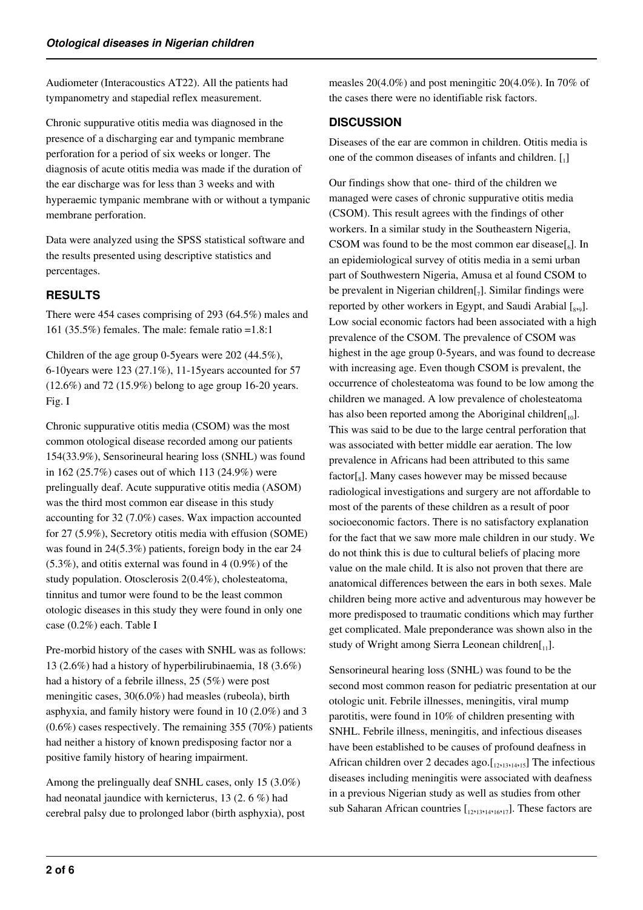Audiometer (Interacoustics AT22). All the patients had tympanometry and stapedial reflex measurement.

Chronic suppurative otitis media was diagnosed in the presence of a discharging ear and tympanic membrane perforation for a period of six weeks or longer. The diagnosis of acute otitis media was made if the duration of the ear discharge was for less than 3 weeks and with hyperaemic tympanic membrane with or without a tympanic membrane perforation.

Data were analyzed using the SPSS statistical software and the results presented using descriptive statistics and percentages.

## RESULTS

There were 454 cases comprising of 293 (64.5%) males and 161 (35.5%) females. The male: female ratio =1.8:1

Children of the age group 0-5years were 202 (44.5%), 6-10years were 123 (27.1%), 11-15years accounted for 57 (12.6%) and 72 (15.9%) belong to age group 16-20 years. Fig. I

Chronic suppurative otitis media (CSOM) was the most common otological disease recorded among our patients 154(33.9%), Sensorineural hearing loss (SNHL) was found in 162 (25.7%) cases out of which 113 (24.9%) were prelingually deaf. Acute suppurative otitis media (ASOM) was the third most common ear disease in this study accounting for 32 (7.0%) cases. Wax impaction accounted for 27 (5.9%), Secretory otitis media with effusion (SOME) was found in 24(5.3%) patients, foreign body in the ear 24 (5.3%), and otitis external was found in 4 (0.9%) of the study population. Otosclerosis 2(0.4%), cholesteatoma, tinnitus and tumor were found to be the least common otologic diseases in this study they were found in only one case (0.2%) each. Table I

Pre-morbid history of the cases with SNHL was as follows: 13 (2.6%) had a history of hyperbilirubinaemia, 18 (3.6%) had a history of a febrile illness, 25 (5%) were post meningitic cases, 30(6.0%) had measles (rubeola), birth asphyxia, and family history were found in 10 (2.0%) and 3 (0.6%) cases respectively. The remaining 355 (70%) patients had neither a history of known predisposing factor nor a positive family history of hearing impairment.

Among the prelingually deaf SNHL cases, only 15 (3.0%) had neonatal jaundice with kernicterus, 13 (2. 6 %) had cerebral palsy due to prolonged labor (birth asphyxia), post measles 20(4.0%) and post meningitic 20(4.0%). In 70% of the cases there were no identifiable risk factors.

## DISCUSSION

Diseases of the ear are common in children. Otitis media is one of the common diseases of infants and children. [1]

Our findings show that one- third of the children we managed were cases of chronic suppurative otitis media (CSOM). This result agrees with the findings of other workers. In a similar study in the Southeastern Nigeria, CSOM was found to be the most common ear disease[6]. In an epidemiological survey of otitis media in a semi urban part of Southwestern Nigeria, Amusa et al found CSOM to be prevalent in Nigerian children[7]. Similar findings were reported by other workers in Egypt, and Saudi Arabial [8,9]. Low social economic factors had been associated with a high prevalence of the CSOM. The prevalence of CSOM was highest in the age group 0-5years, and was found to decrease with increasing age. Even though CSOM is prevalent, the occurrence of cholesteatoma was found to be low among the children we managed. A low prevalence of cholesteatoma has also been reported among the Aboriginal children[10]. This was said to be due to the large central perforation that was associated with better middle ear aeration. The low prevalence in Africans had been attributed to this same factor[8]. Many cases however may be missed because radiological investigations and surgery are not affordable to most of the parents of these children as a result of poor socioeconomic factors. There is no satisfactory explanation for the fact that we saw more male children in our study. We do not think this is due to cultural beliefs of placing more value on the male child. It is also not proven that there are anatomical differences between the ears in both sexes. Male children being more active and adventurous may however be more predisposed to traumatic conditions which may further get complicated. Male preponderance was shown also in the study of Wright among Sierra Leonean children[11].

Sensorineural hearing loss (SNHL) was found to be the second most common reason for pediatric presentation at our otologic unit. Febrile illnesses, meningitis, viral mump parotitis, were found in 10% of children presenting with SNHL. Febrile illness, meningitis, and infectious diseases have been established to be causes of profound deafness in African children over 2 decades ago.[12,13,14,15] The infectious diseases including meningitis were associated with deafness in a previous Nigerian study as well as studies from other sub Saharan African countries [12,13,14,16,17]. These factors are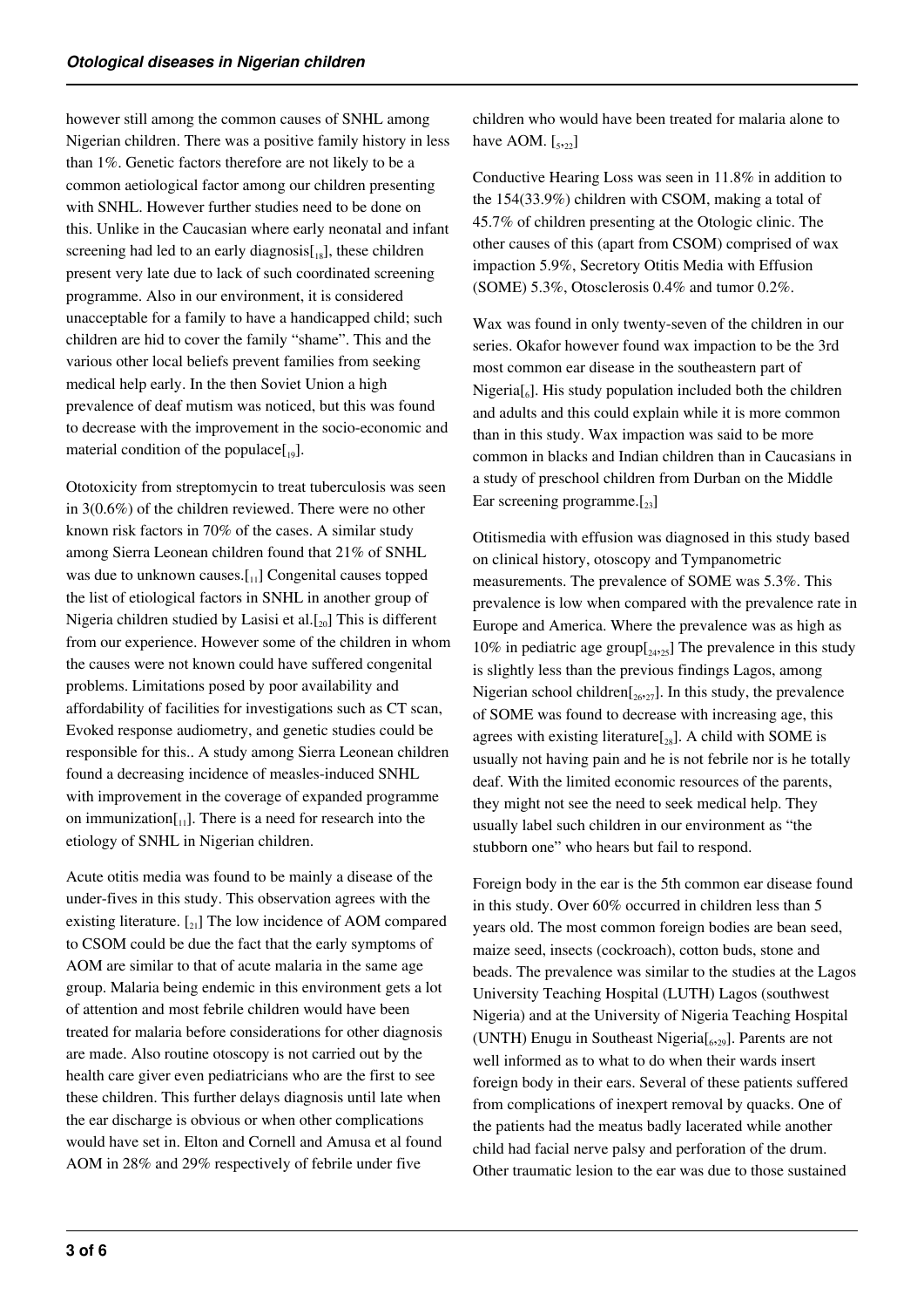however still among the common causes of SNHL among Nigerian children. There was a positive family history in less than 1%. Genetic factors therefore are not likely to be a common aetiological factor among our children presenting with SNHL. However further studies need to be done on this. Unlike in the Caucasian where early neonatal and infant screening had led to an early diagnosis[18], these children present very late due to lack of such coordinated screening programme. Also in our environment, it is considered unacceptable for a family to have a handicapped child; such children are hid to cover the family "shame". This and the various other local beliefs prevent families from seeking medical help early. In the then Soviet Union a high prevalence of deaf mutism was noticed, but this was found to decrease with the improvement in the socio-economic and material condition of the populace[19].

Ototoxicity from streptomycin to treat tuberculosis was seen in 3(0.6%) of the children reviewed. There were no other known risk factors in 70% of the cases. A similar study among Sierra Leonean children found that 21% of SNHL was due to unknown causes.[11] Congenital causes topped the list of etiological factors in SNHL in another group of Nigeria children studied by Lasisi et al.[20] This is different from our experience. However some of the children in whom the causes were not known could have suffered congenital problems. Limitations posed by poor availability and affordability of facilities for investigations such as CT scan, Evoked response audiometry, and genetic studies could be responsible for this.. A study among Sierra Leonean children found a decreasing incidence of measles-induced SNHL with improvement in the coverage of expanded programme on immunization[11]. There is a need for research into the etiology of SNHL in Nigerian children.

Acute otitis media was found to be mainly a disease of the under-fives in this study. This observation agrees with the existing literature. [21] The low incidence of AOM compared to CSOM could be due the fact that the early symptoms of AOM are similar to that of acute malaria in the same age group. Malaria being endemic in this environment gets a lot of attention and most febrile children would have been treated for malaria before considerations for other diagnosis are made. Also routine otoscopy is not carried out by the health care giver even pediatricians who are the first to see these children. This further delays diagnosis until late when the ear discharge is obvious or when other complications would have set in. Elton and Cornell and Amusa et al found AOM in 28% and 29% respectively of febrile under five children who would have been treated for malaria alone to have AOM. [5,22]

Conductive Hearing Loss was seen in 11.8% in addition to the 154(33.9%) children with CSOM, making a total of 45.7% of children presenting at the Otologic clinic. The other causes of this (apart from CSOM) comprised of wax impaction 5.9%, Secretory Otitis Media with Effusion (SOME) 5.3%, Otosclerosis 0.4% and tumor 0.2%.

Wax was found in only twenty-seven of the children in our series. Okafor however found wax impaction to be the 3rd most common ear disease in the southeastern part of Nigeria[6]. His study population included both the children and adults and this could explain while it is more common than in this study. Wax impaction was said to be more common in blacks and Indian children than in Caucasians in a study of preschool children from Durban on the Middle Ear screening programme.[23]

Otitismedia with effusion was diagnosed in this study based on clinical history, otoscopy and Tympanometric measurements. The prevalence of SOME was 5.3%. This prevalence is low when compared with the prevalence rate in Europe and America. Where the prevalence was as high as 10% in pediatric age group[24,25] The prevalence in this study is slightly less than the previous findings Lagos, among Nigerian school children[26,27]. In this study, the prevalence of SOME was found to decrease with increasing age, this agrees with existing literature[28]. A child with SOME is usually not having pain and he is not febrile nor is he totally deaf. With the limited economic resources of the parents, they might not see the need to seek medical help. They usually label such children in our environment as "the stubborn one" who hears but fail to respond.

Foreign body in the ear is the 5th common ear disease found in this study. Over 60% occurred in children less than 5 years old. The most common foreign bodies are bean seed, maize seed, insects (cockroach), cotton buds, stone and beads. The prevalence was similar to the studies at the Lagos University Teaching Hospital (LUTH) Lagos (southwest Nigeria) and at the University of Nigeria Teaching Hospital (UNTH) Enugu in Southeast Nigeria[6,29]. Parents are not well informed as to what to do when their wards insert foreign body in their ears. Several of these patients suffered from complications of inexpert removal by quacks. One of the patients had the meatus badly lacerated while another child had facial nerve palsy and perforation of the drum. Other traumatic lesion to the ear was due to those sustained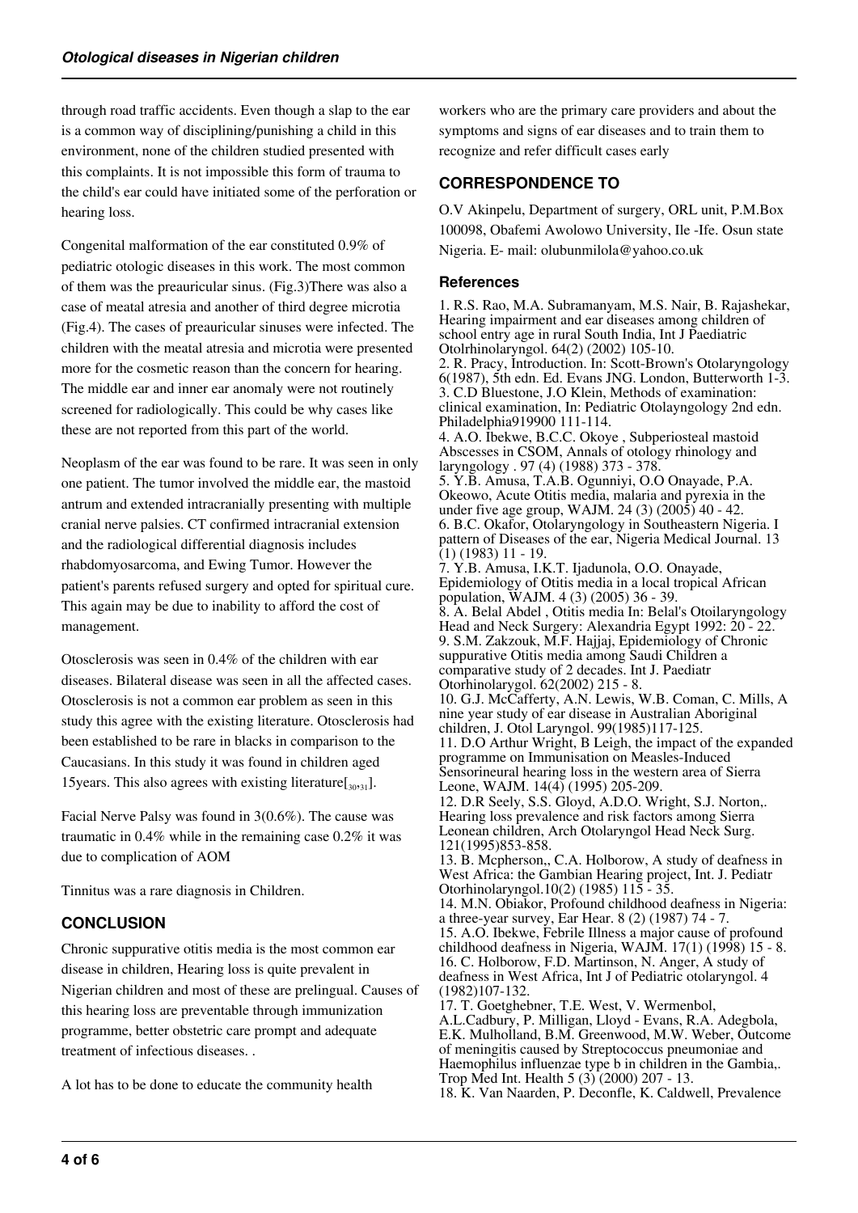through road traffic accidents. Even though a slap to the ear is a common way of disciplining/punishing a child in this environment, none of the children studied presented with this complaints. It is not impossible this form of trauma to the child's ear could have initiated some of the perforation or hearing loss.

Congenital malformation of the ear constituted 0.9% of pediatric otologic diseases in this work. The most common of them was the preauricular sinus. (Fig.3)There was also a case of meatal atresia and another of third degree microtia (Fig.4). The cases of preauricular sinuses were infected. The children with the meatal atresia and microtia were presented more for the cosmetic reason than the concern for hearing. The middle ear and inner ear anomaly were not routinely screened for radiologically. This could be why cases like these are not reported from this part of the world.

Neoplasm of the ear was found to be rare. It was seen in only one patient. The tumor involved the middle ear, the mastoid antrum and extended intracranially presenting with multiple cranial nerve palsies. CT confirmed intracranial extension and the radiological differential diagnosis includes rhabdomyosarcoma, and Ewing Tumor. However the patient's parents refused surgery and opted for spiritual cure. This again may be due to inability to afford the cost of management.

Otosclerosis was seen in 0.4% of the children with ear diseases. Bilateral disease was seen in all the affected cases. Otosclerosis is not a common ear problem as seen in this study this agree with the existing literature. Otosclerosis had been established to be rare in blacks in comparison to the Caucasians. In this study it was found in children aged 15years. This also agrees with existing literature[30,31].

Facial Nerve Palsy was found in 3(0.6%). The cause was traumatic in 0.4% while in the remaining case 0.2% it was due to complication of AOM

Tinnitus was a rare diagnosis in Children.

## CONCLUSION

Chronic suppurative otitis media is the most common ear disease in children, Hearing loss is quite prevalent in Nigerian children and most of these are prelingual. Causes of this hearing loss are preventable through immunization programme, better obstetric care prompt and adequate treatment of infectious diseases. .

A lot has to be done to educate the community health workers who are the primary care providers and about the symptoms and signs of ear diseases and to train them to recognize and refer difficult cases early

## CORRESPONDENCE TO

O.V Akinpelu, Department of surgery, ORL unit, P.M.Box 100098, Obafemi Awolowo University, Ile -Ife. Osun state Nigeria. E- mail: olubunmilola@yahoo.co.uk

### References

1. R.S. Rao, M.A. Subramanyam, M.S. Nair, B. Rajashekar, Hearing impairment and ear diseases among children of school entry age in rural South India, Int J Paediatric Otolrhinolaryngol. 64(2) (2002) 105-10.
2. R. Pracy, Introduction. In: Scott-Brown's Otolaryngology 6(1987), 5th edn. Ed. Evans JNG. London, Butterworth 1-3.
3. C.D Bluestone, J.O Klein, Methods of examination: clinical examination, In: Pediatric Otolayngology 2nd edn. Philadelphia919900 111-114.
4. A.O. Ibekwe, B.C.C. Okoye , Subperiosteal mastoid Abscesses in CSOM, Annals of otology rhinology and laryngology . 97 (4) (1988) 373 - 378.
5. Y.B. Amusa, T.A.B. Ogunniyi, O.O Onayade, P.A. Okeowo, Acute Otitis media, malaria and pyrexia in the under five age group, WAJM. 24 (3) (2005) 40 - 42.
6. B.C. Okafor, Otolaryngology in Southeastern Nigeria. I pattern of Diseases of the ear, Nigeria Medical Journal. 13 (1) (1983) 11 - 19.
7. Y.B. Amusa, I.K.T. Ijadunola, O.O. Onayade, Epidemiology of Otitis media in a local tropical African population, WAJM. 4 (3) (2005) 36 - 39.
8. A. Belal Abdel , Otitis media In: Belal's Otoilaryngology Head and Neck Surgery: Alexandria Egypt 1992: 20 - 22.
9. S.M. Zakzouk, M.F. Hajjaj, Epidemiology of Chronic suppurative Otitis media among Saudi Children a comparative study of 2 decades. Int J. Paediatr Otorhinolarygol. 62(2002) 215 - 8.
10. G.J. McCafferty, A.N. Lewis, W.B. Coman, C. Mills, A nine year study of ear disease in Australian Aboriginal children, J. Otol Laryngol. 99(1985)117-125.
11. D.O Arthur Wright, B Leigh, the impact of the expanded programme on Immunisation on Measles-Induced Sensorineural hearing loss in the western area of Sierra Leone, WAJM. 14(4) (1995) 205-209.
12. D.R Seely, S.S. Gloyd, A.D.O. Wright, S.J. Norton,. Hearing loss prevalence and risk factors among Sierra Leonean children, Arch Otolaryngol Head Neck Surg. 121(1995)853-858.
13. B. Mcpherson,, C.A. Holborow, A study of deafness in West Africa: the Gambian Hearing project, Int. J. Pediatr Otorhinolaryngol.10(2) (1985) 115 - 35.
14. M.N. Obiakor, Profound childhood deafness in Nigeria: a three-year survey, Ear Hear. 8 (2) (1987) 74 - 7.
15. A.O. Ibekwe, Febrile Illness a major cause of profound childhood deafness in Nigeria, WAJM. 17(1) (1998) 15 - 8.
16. C. Holborow, F.D. Martinson, N. Anger, A study of deafness in West Africa, Int J of Pediatric otolaryngol. 4 (1982)107-132.
17. T. Goetghebner, T.E. West, V. Wermenbol, A.L.Cadbury, P. Milligan, Lloyd - Evans, R.A. Adegbola, E.K. Mulholland, B.M. Greenwood, M.W. Weber, Outcome of meningitis caused by Streptococcus pneumoniae and Haemophilus influenzae type b in children in the Gambia,. Trop Med Int. Health 5 (3) (2000) 207 - 13.
18. K. Van Naarden, P. Deconfle, K. Caldwell, Prevalence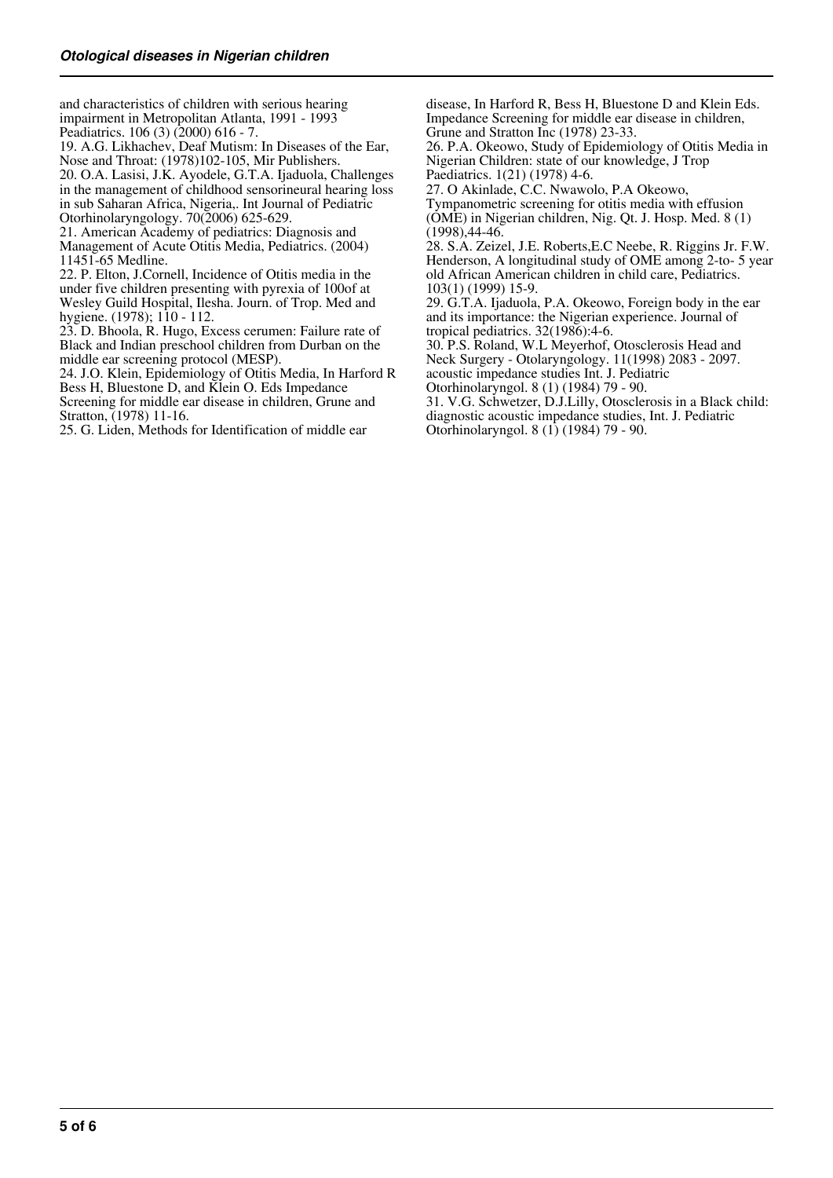and characteristics of children with serious hearing impairment in Metropolitan Atlanta, 1991 - 1993 Peadiatrics. 106 (3) (2000) 616 - 7.

19. A.G. Likhachev, Deaf Mutism: In Diseases of the Ear, Nose and Throat: (1978)102-105, Mir Publishers.

20. O.A. Lasisi, J.K. Ayodele, G.T.A. Ijaduola, Challenges in the management of childhood sensorineural hearing loss in sub Saharan Africa, Nigeria,. Int Journal of Pediatric Otorhinolaryngology. 70(2006) 625-629.

21. American Academy of pediatrics: Diagnosis and Management of Acute Otitis Media, Pediatrics. (2004) 11451-65 Medline.

22. P. Elton, J.Cornell, Incidence of Otitis media in the under five children presenting with pyrexia of 100of at Wesley Guild Hospital, Ilesha. Journ. of Trop. Med and hygiene. (1978); 110 - 112.

23. D. Bhoola, R. Hugo, Excess cerumen: Failure rate of Black and Indian preschool children from Durban on the middle ear screening protocol (MESP).

24. J.O. Klein, Epidemiology of Otitis Media, In Harford R Bess H, Bluestone D, and Klein O. Eds Impedance Screening for middle ear disease in children, Grune and Stratton, (1978) 11-16.

25. G. Liden, Methods for Identification of middle ear disease, In Harford R, Bess H, Bluestone D and Klein Eds. Impedance Screening for middle ear disease in children, Grune and Stratton Inc (1978) 23-33.

26. P.A. Okeowo, Study of Epidemiology of Otitis Media in Nigerian Children: state of our knowledge, J Trop Paediatrics. 1(21) (1978) 4-6.

27. O Akinlade, C.C. Nwawolo, P.A Okeowo, Tympanometric screening for otitis media with effusion (OME) in Nigerian children, Nig. Qt. J. Hosp. Med. 8 (1) (1998),44-46.

28. S.A. Zeizel, J.E. Roberts,E.C Neebe, R. Riggins Jr. F.W. Henderson, A longitudinal study of OME among 2-to- 5 year old African American children in child care, Pediatrics. 103(1) (1999) 15-9.

29. G.T.A. Ijaduola, P.A. Okeowo, Foreign body in the ear and its importance: the Nigerian experience. Journal of tropical pediatrics. 32(1986):4-6.

30. P.S. Roland, W.L Meyerhof, Otosclerosis Head and Neck Surgery - Otolaryngology. 11(1998) 2083 - 2097. acoustic impedance studies Int. J. Pediatric Otorhinolaryngol. 8 (1) (1984) 79 - 90.

31. V.G. Schwetzer, D.J.Lilly, Otosclerosis in a Black child: diagnostic acoustic impedance studies, Int. J. Pediatric Otorhinolaryngol. 8 (1) (1984) 79 - 90.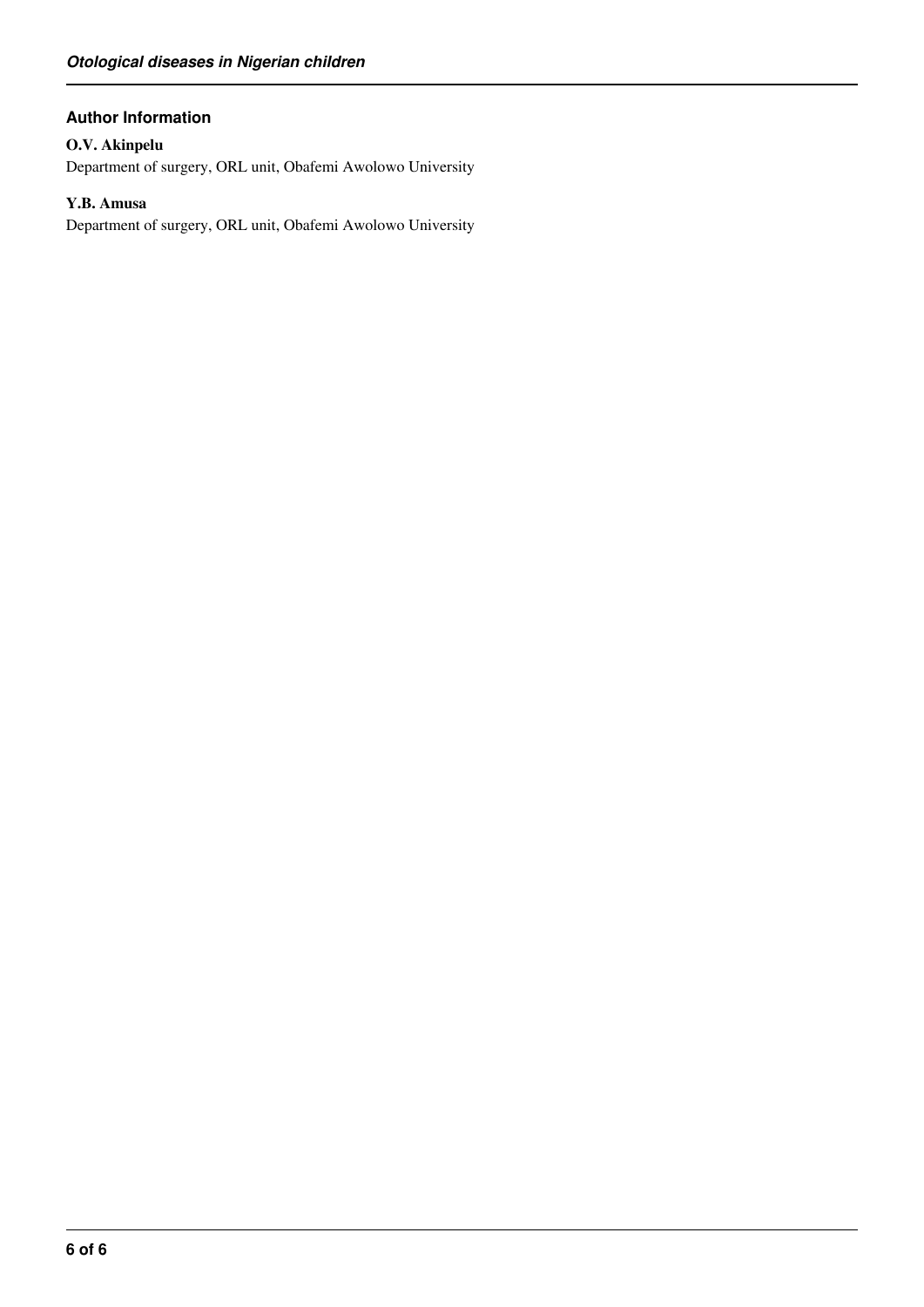## Author Information

**O.V. Akinpelu**

Department of surgery, ORL unit, Obafemi Awolowo University

**Y.B. Amusa**

Department of surgery, ORL unit, Obafemi Awolowo University